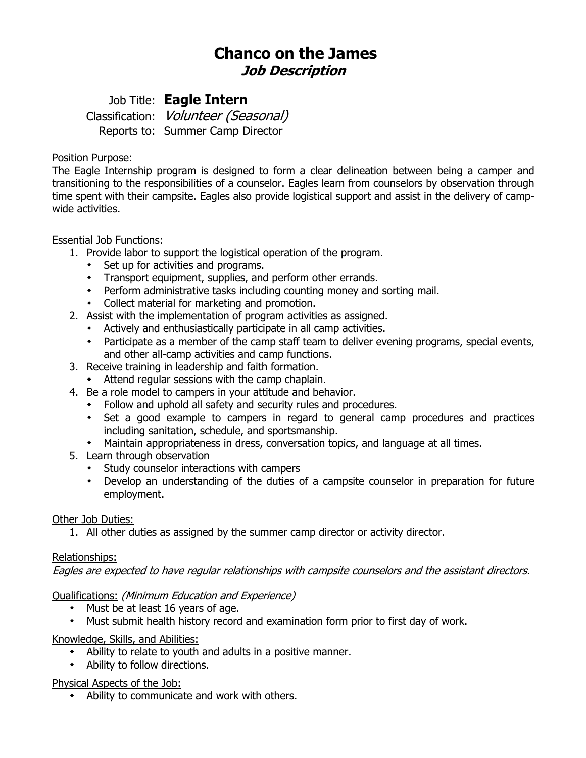# Chanco on the James
## *Job Description*

Job Title: **Eagle Intern**
Classification: *Volunteer (Seasonal)*
Reports to: Summer Camp Director

<u>Position Purpose:</u>
The Eagle Internship program is designed to form a clear delineation between being a camper and transitioning to the responsibilities of a counselor. Eagles learn from counselors by observation through time spent with their campsite. Eagles also provide logistical support and assist in the delivery of camp-wide activities.

<u>Essential Job Functions:</u>

1. Provide labor to support the logistical operation of the program.
   - Set up for activities and programs.
   - Transport equipment, supplies, and perform other errands.
   - Perform administrative tasks including counting money and sorting mail.
   - Collect material for marketing and promotion.
2. Assist with the implementation of program activities as assigned.
   - Actively and enthusiastically participate in all camp activities.
   - Participate as a member of the camp staff team to deliver evening programs, special events, and other all-camp activities and camp functions.
3. Receive training in leadership and faith formation.
   - Attend regular sessions with the camp chaplain.
4. Be a role model to campers in your attitude and behavior.
   - Follow and uphold all safety and security rules and procedures.
   - Set a good example to campers in regard to general camp procedures and practices including sanitation, schedule, and sportsmanship.
   - Maintain appropriateness in dress, conversation topics, and language at all times.
5. Learn through observation
   - Study counselor interactions with campers
   - Develop an understanding of the duties of a campsite counselor in preparation for future employment.

<u>Other Job Duties:</u>

1. All other duties as assigned by the summer camp director or activity director.

<u>Relationships:</u>
*Eagles are expected to have regular relationships with campsite counselors and the assistant directors.*

<u>Qualifications:</u> *(Minimum Education and Experience)*

- Must be at least 16 years of age.
- Must submit health history record and examination form prior to first day of work.

<u>Knowledge, Skills, and Abilities:</u>

- Ability to relate to youth and adults in a positive manner.
- Ability to follow directions.

<u>Physical Aspects of the Job:</u>

- Ability to communicate and work with others.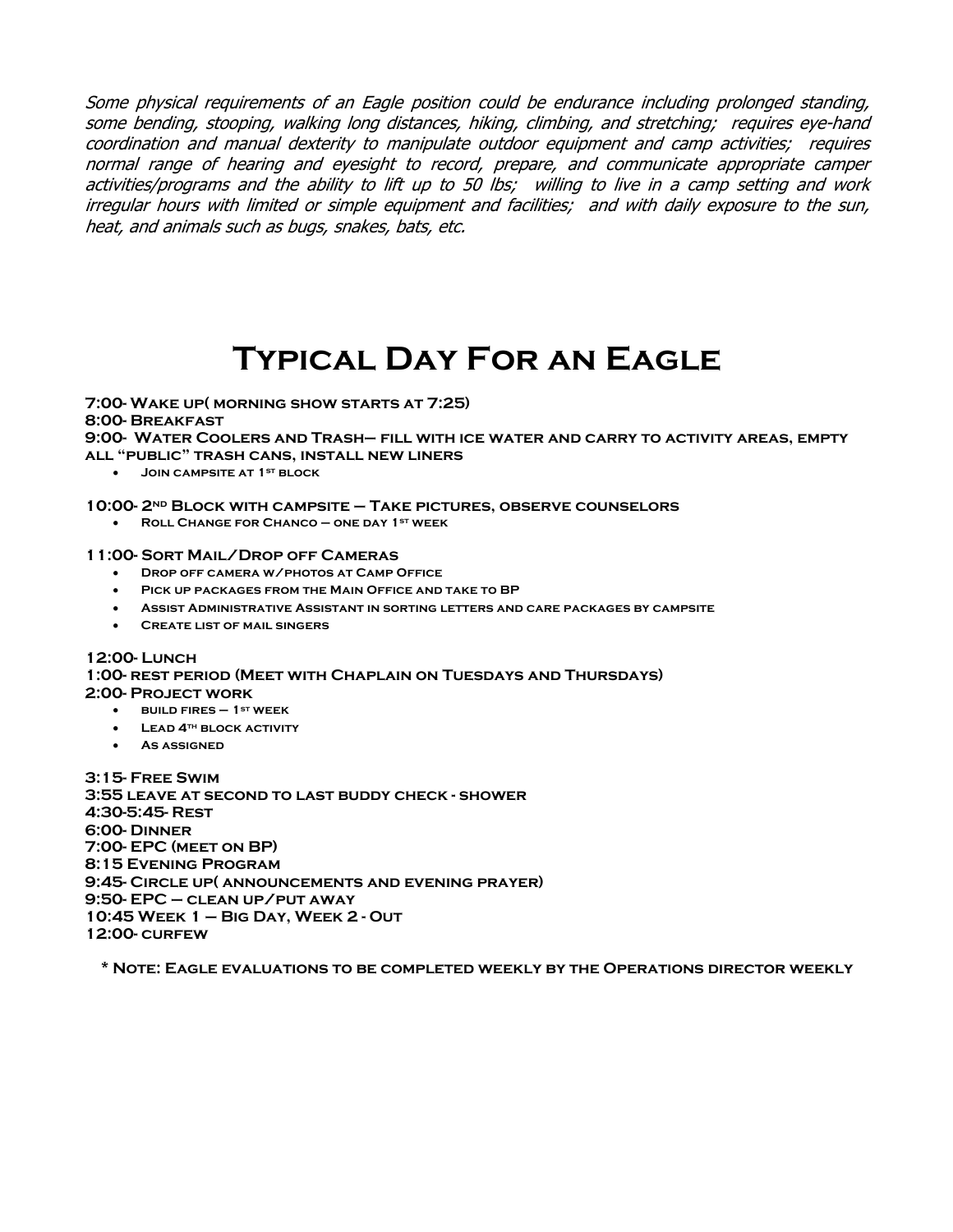*Some physical requirements of an Eagle position could be endurance including prolonged standing, some bending, stooping, walking long distances, hiking, climbing, and stretching; requires eye-hand coordination and manual dexterity to manipulate outdoor equipment and camp activities; requires normal range of hearing and eyesight to record, prepare, and communicate appropriate camper activities/programs and the ability to lift up to 50 lbs; willing to live in a camp setting and work irregular hours with limited or simple equipment and facilities; and with daily exposure to the sun, heat, and animals such as bugs, snakes, bats, etc.*

# Typical Day For an Eagle

**7:00- Wake up( morning show starts at 7:25)**
**8:00- Breakfast**
**9:00- Water Coolers and Trash– fill with ice water and carry to activity areas, empty all "public" trash cans, install new liners**

- Join campsite at 1st block

**10:00- 2nd Block with campsite – Take pictures, observe counselors**

- Roll Change for Chanco – one day 1st week

**11:00- Sort Mail/Drop off Cameras**

- Drop off camera w/photos at Camp Office
- Pick up packages from the Main Office and take to BP
- Assist Administrative Assistant in sorting letters and care packages by campsite
- Create list of mail singers

**12:00- Lunch**
**1:00- rest period (Meet with Chaplain on Tuesdays and Thursdays)**
**2:00- Project work**

- build fires – 1st week
- Lead 4th block activity
- As assigned

**3:15- Free Swim**
**3:55 leave at second to last buddy check - shower**
**4:30-5:45- Rest**
**6:00- Dinner**
**7:00- EPC (meet on BP)**
**8:15 Evening Program**
**9:45- Circle up( announcements and evening prayer)**
**9:50- EPC – clean up/put away**
**10:45 Week 1 – Big Day, Week 2 - Out**
**12:00- curfew**

**\* Note: Eagle evaluations to be completed weekly by the Operations director weekly**